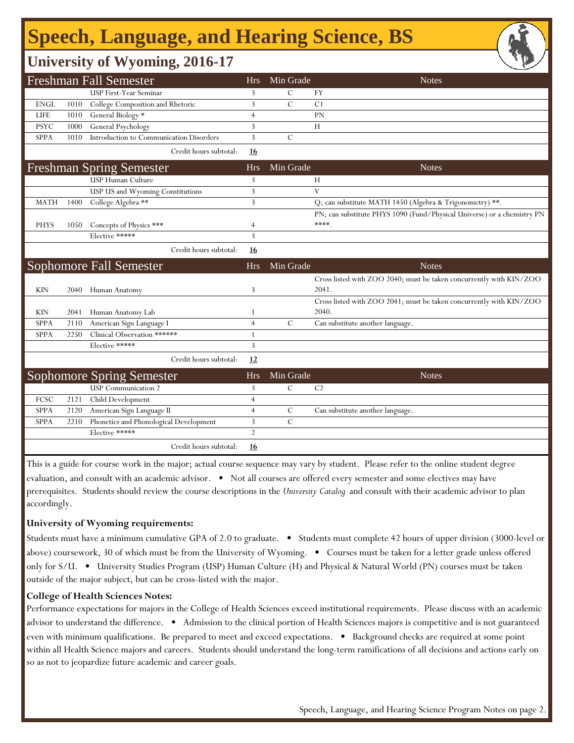# Speech, Language, and Hearing Science, BS

## University of Wyoming, 2016-17

| Freshman Fall Semester | | | Hrs | Min Grade | Notes |
|---|---|---|---|---|---|
| | | USP First-Year Seminar | 3 | C | FY |
| ENGL | 1010 | College Composition and Rhetoric | 3 | C | C1 |
| LIFE | 1010 | General Biology * | 4 | | PN |
| PSYC | 1000 | General Psychology | 3 | | H |
| SPPA | 1010 | Introduction to Communication Disorders | 3 | C | |
| | | Credit hours subtotal: | **16** | | |

| Freshman Spring Semester | | | Hrs | Min Grade | Notes |
|---|---|---|---|---|---|
| | | USP Human Culture | 3 | | H |
| | | USP US and Wyoming Constitutions | 3 | | V |
| MATH | 1400 | College Algebra ** | 3 | | Q; can substitute MATH 1450 (Algebra & Trigonometry) **. |
| PHYS | 1050 | Concepts of Physics *** | 4 | | PN; can substitute PHYS 1090 (Fund/Physical Universe) or a chemistry PN ****. |
| | | Elective ***** | 3 | | |
| | | Credit hours subtotal: | **16** | | |

| Sophomore Fall Semester | | | Hrs | Min Grade | Notes |
|---|---|---|---|---|---|
| KIN | 2040 | Human Anatomy | 3 | | Cross listed with ZOO 2040; must be taken concurrently with KIN/ZOO 2041. |
| KIN | 2041 | Human Anatomy Lab | 1 | | Cross listed with ZOO 2041; must be taken concurrently with KIN/ZOO 2040. |
| SPPA | 2110 | American Sign Language I | 4 | C | Can substitute another language. |
| SPPA | 2250 | Clinical Observation ****** | 1 | | |
| | | Elective ***** | 3 | | |
| | | Credit hours subtotal: | **12** | | |

| Sophomore Spring Semester | | | Hrs | Min Grade | Notes |
|---|---|---|---|---|---|
| | | USP Communication 2 | 3 | C | C2 |
| FCSC | 2121 | Child Development | 4 | | |
| SPPA | 2120 | American Sign Language II | 4 | C | Can substitute another language. |
| SPPA | 2210 | Phonetics and Phonological Development | 3 | C | |
| | | Elective ***** | 2 | | |
| | | Credit hours subtotal: | **16** | | |

This is a guide for course work in the major; actual course sequence may vary by student. Please refer to the online student degree evaluation, and consult with an academic advisor. • Not all courses are offered every semester and some electives may have prerequisites. Students should review the course descriptions in the *University Catalog* and consult with their academic advisor to plan accordingly.

**University of Wyoming requirements:**

Students must have a minimum cumulative GPA of 2.0 to graduate. • Students must complete 42 hours of upper division (3000-level or above) coursework, 30 of which must be from the University of Wyoming. • Courses must be taken for a letter grade unless offered only for S/U. • University Studies Program (USP) Human Culture (H) and Physical & Natural World (PN) courses must be taken outside of the major subject, but can be cross-listed with the major.

**College of Health Sciences Notes:**

Performance expectations for majors in the College of Health Sciences exceed institutional requirements. Please discuss with an academic advisor to understand the difference. • Admission to the clinical portion of Health Sciences majors is competitive and is not guaranteed even with minimum qualifications. Be prepared to meet and exceed expectations. • Background checks are required at some point within all Health Science majors and careers. Students should understand the long-term ramifications of all decisions and actions early on so as not to jeopardize future academic and career goals.

Speech, Language, and Hearing Science Program Notes on page 2.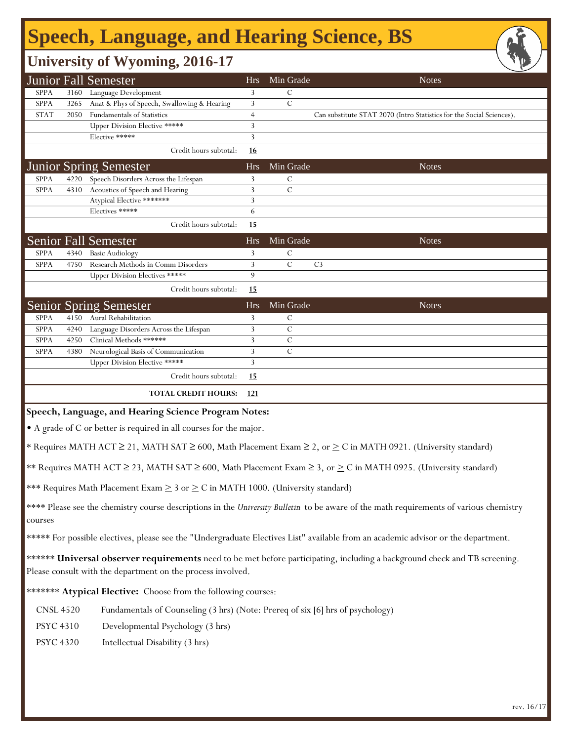# Speech, Language, and Hearing Science, BS

## University of Wyoming, 2016-17

| Junior Fall Semester | | | Hrs | Min Grade | Notes |
|---|---|---|---|---|---|
| SPPA | 3160 | Language Development | 3 | C | |
| SPPA | 3265 | Anat & Phys of Speech, Swallowing & Hearing | 3 | C | |
| STAT | 2050 | Fundamentals of Statistics | 4 | | Can substitute STAT 2070 (Intro Statistics for the Social Sciences). |
| | | Upper Division Elective ***** | 3 | | |
| | | Elective ***** | 3 | | |
| | | Credit hours subtotal: | **16** | | |

| Junior Spring Semester | | | Hrs | Min Grade | Notes |
|---|---|---|---|---|---|
| SPPA | 4220 | Speech Disorders Across the Lifespan | 3 | C | |
| SPPA | 4310 | Acoustics of Speech and Hearing | 3 | C | |
| | | Atypical Elective ******* | 3 | | |
| | | Electives ***** | 6 | | |
| | | Credit hours subtotal: | **15** | | |

| Senior Fall Semester | | | Hrs | Min Grade | Notes |
|---|---|---|---|---|---|
| SPPA | 4340 | Basic Audiology | 3 | C | |
| SPPA | 4750 | Research Methods in Comm Disorders | 3 | C | C3 |
| | | Upper Division Electives ***** | 9 | | |
| | | Credit hours subtotal: | **15** | | |

| Senior Spring Semester | | | Hrs | Min Grade | Notes |
|---|---|---|---|---|---|
| SPPA | 4150 | Aural Rehabilitation | 3 | C | |
| SPPA | 4240 | Language Disorders Across the Lifespan | 3 | C | |
| SPPA | 4250 | Clinical Methods ****** | 3 | C | |
| SPPA | 4380 | Neurological Basis of Communication | 3 | C | |
| | | Upper Division Elective ***** | 3 | | |
| | | Credit hours subtotal: | **15** | | |

**TOTAL CREDIT HOURS: 121**

**Speech, Language, and Hearing Science Program Notes:**

• A grade of C or better is required in all courses for the major.

* Requires MATH ACT ≥ 21, MATH SAT ≥ 600, Math Placement Exam ≥ 2, or ≥ C in MATH 0921. (University standard)

** Requires MATH ACT ≥ 23, MATH SAT ≥ 600, Math Placement Exam ≥ 3, or ≥ C in MATH 0925. (University standard)

*** Requires Math Placement Exam ≥ 3 or ≥ C in MATH 1000. (University standard)

**** Please see the chemistry course descriptions in the *University Bulletin* to be aware of the math requirements of various chemistry courses

***** For possible electives, please see the "Undergraduate Electives List" available from an academic advisor or the department.

****** **Universal observer requirements** need to be met before participating, including a background check and TB screening. Please consult with the department on the process involved.

******* **Atypical Elective:** Choose from the following courses:

- CNSL 4520 Fundamentals of Counseling (3 hrs) (Note: Prereq of six [6] hrs of psychology)
- PSYC 4310 Developmental Psychology (3 hrs)
- PSYC 4320 Intellectual Disability (3 hrs)